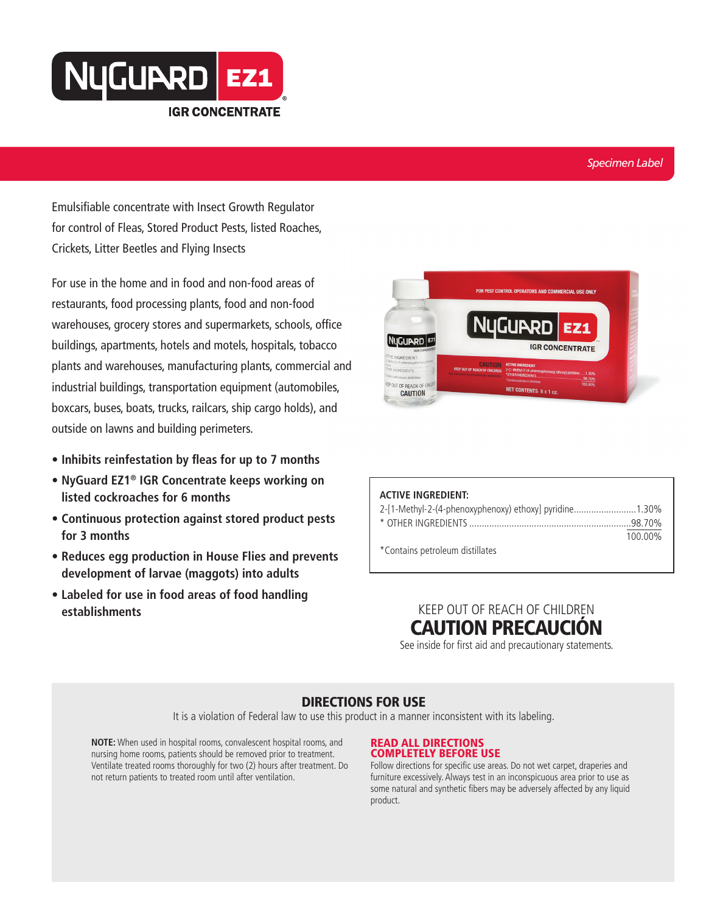# NyGUARD EZ1®

## IGR CONCENTRATE

*Specimen Label*

Emulsifiable concentrate with Insect Growth Regulator for control of Fleas, Stored Product Pests, listed Roaches, Crickets, Litter Beetles and Flying Insects

For use in the home and in food and non-food areas of restaurants, food processing plants, food and non-food warehouses, grocery stores and supermarkets, schools, office buildings, apartments, hotels and motels, hospitals, tobacco plants and warehouses, manufacturing plants, commercial and industrial buildings, transportation equipment (automobiles, boxcars, buses, boats, trucks, railcars, ship cargo holds), and outside on lawns and building perimeters.

- **Inhibits reinfestation by fleas for up to 7 months**
- **NyGuard EZ1® IGR Concentrate keeps working on listed cockroaches for 6 months**
- **Continuous protection against stored product pests for 3 months**
- **Reduces egg production in House Flies and prevents development of larvae (maggots) into adults**
- **Labeled for use in food areas of food handling establishments**

**ACTIVE INGREDIENT:**

| | |
|---|---|
| 2-[1-Methyl-2-(4-phenoxyphenoxy) ethoxy] pyridine | 1.30% |
| * OTHER INGREDIENTS | 98.70% |
| | 100.00% |

*Contains petroleum distillates

KEEP OUT OF REACH OF CHILDREN

**CAUTION PRECAUCIÓN**

See inside for first aid and precautionary statements.

## DIRECTIONS FOR USE

It is a violation of Federal law to use this product in a manner inconsistent with its labeling.

**NOTE:** When used in hospital rooms, convalescent hospital rooms, and nursing home rooms, patients should be removed prior to treatment. Ventilate treated rooms thoroughly for two (2) hours after treatment. Do not return patients to treated room until after ventilation.

**READ ALL DIRECTIONS COMPLETELY BEFORE USE**

Follow directions for specific use areas. Do not wet carpet, draperies and furniture excessively. Always test in an inconspicuous area prior to use as some natural and synthetic fibers may be adversely affected by any liquid product.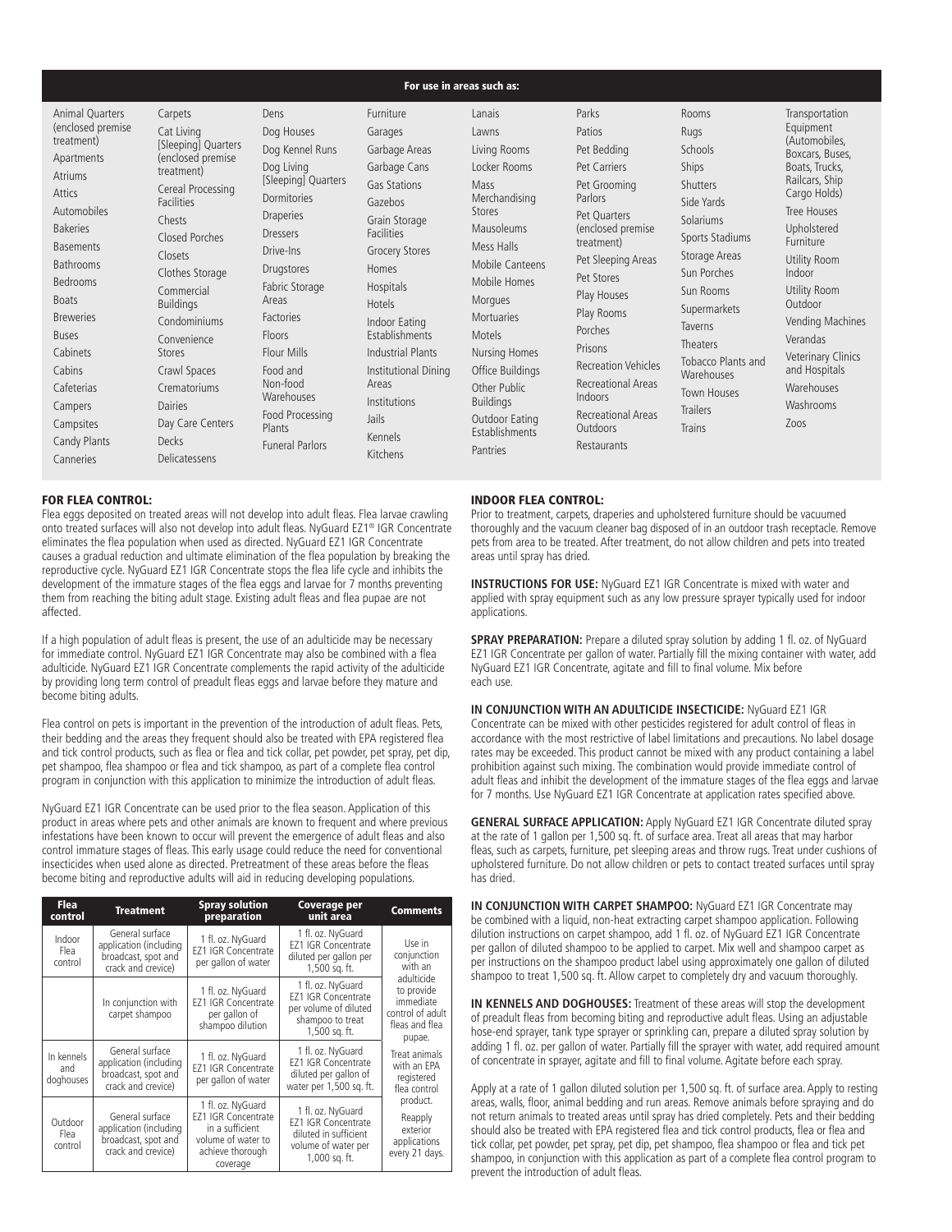## For use in areas such as:

Animal Quarters (enclosed premise treatment)
Apartments
Atriums
Attics
Automobiles
Bakeries
Basements
Bathrooms
Bedrooms
Boats
Breweries
Buses
Cabinets
Cabins
Cafeterias
Campers
Campsites
Candy Plants
Canneries
Carpets
Cat Living [Sleeping] Quarters (enclosed premise treatment)
Cereal Processing Facilities
Chests
Closed Porches
Closets
Clothes Storage
Commercial Buildings
Condominiums
Convenience Stores
Crawl Spaces
Crematoriums
Dairies
Day Care Centers
Decks
Delicatessens
Dens
Dog Houses
Dog Kennel Runs
Dog Living [Sleeping] Quarters
Dormitories
Draperies
Dressers
Drive-Ins
Drugstores
Fabric Storage Areas
Factories
Floors
Flour Mills
Food and Non-food Warehouses
Food Processing Plants
Funeral Parlors
Furniture
Garages
Garbage Areas
Garbage Cans
Gas Stations
Gazebos
Grain Storage Facilities
Grocery Stores
Homes
Hospitals
Hotels
Indoor Eating Establishments
Industrial Plants
Institutional Dining Areas
Institutions
Jails
Kennels
Kitchens
Lanais
Lawns
Living Rooms
Locker Rooms
Mass Merchandising Stores
Mausoleums
Mess Halls
Mobile Canteens
Mobile Homes
Morgues
Mortuaries
Motels
Nursing Homes
Office Buildings
Other Public Buildings
Outdoor Eating Establishments
Pantries
Parks
Patios
Pet Bedding
Pet Carriers
Pet Grooming Parlors
Pet Quarters (enclosed premise treatment)
Pet Sleeping Areas
Pet Stores
Play Houses
Play Rooms
Porches
Prisons
Recreation Vehicles
Recreational Areas Indoors
Recreational Areas Outdoors
Restaurants
Rooms
Rugs
Schools
Ships
Shutters
Side Yards
Solariums
Sports Stadiums
Storage Areas
Sun Porches
Sun Rooms
Supermarkets
Taverns
Theaters
Tobacco Plants and Warehouses
Town Houses
Trailers
Trains
Transportation Equipment (Automobiles, Boxcars, Buses, Boats, Trucks, Railcars, Ship Cargo Holds)
Tree Houses
Upholstered Furniture
Utility Room Indoor
Utility Room Outdoor
Vending Machines
Verandas
Veterinary Clinics and Hospitals
Warehouses
Washrooms
Zoos

## FOR FLEA CONTROL:

Flea eggs deposited on treated areas will not develop into adult fleas. Flea larvae crawling onto treated surfaces will also not develop into adult fleas. NyGuard EZ1® IGR Concentrate eliminates the flea population when used as directed. NyGuard EZ1 IGR Concentrate causes a gradual reduction and ultimate elimination of the flea population by breaking the reproductive cycle. NyGuard EZ1 IGR Concentrate stops the flea life cycle and inhibits the development of the immature stages of the flea eggs and larvae for 7 months preventing them from reaching the biting adult stage. Existing adult fleas and flea pupae are not affected.

If a high population of adult fleas is present, the use of an adulticide may be necessary for immediate control. NyGuard EZ1 IGR Concentrate may also be combined with a flea adulticide. NyGuard EZ1 IGR Concentrate complements the rapid activity of the adulticide by providing long term control of preadult fleas eggs and larvae before they mature and become biting adults.

Flea control on pets is important in the prevention of the introduction of adult fleas. Pets, their bedding and the areas they frequent should also be treated with EPA registered flea and tick control products, such as flea or flea and tick collar, pet powder, pet spray, pet dip, pet shampoo, flea shampoo or flea and tick shampoo, as part of a complete flea control program in conjunction with this application to minimize the introduction of adult fleas.

NyGuard EZ1 IGR Concentrate can be used prior to the flea season. Application of this product in areas where pets and other animals are known to frequent and where previous infestations have been known to occur will prevent the emergence of adult fleas and also control immature stages of fleas. This early usage could reduce the need for conventional insecticides when used alone as directed. Pretreatment of these areas before the fleas become biting and reproductive adults will aid in reducing developing populations.

| Flea control | Treatment | Spray solution preparation | Coverage per unit area | Comments |
|---|---|---|---|---|
| Indoor Flea control | General surface application (including broadcast, spot and crack and crevice) | 1 fl. oz. NyGuard EZ1 IGR Concentrate per gallon of water | 1 fl. oz. NyGuard EZ1 IGR Concentrate diluted per gallon per 1,500 sq. ft. | Use in conjunction with an adulticide to provide immediate control of adult fleas and flea pupae. |
| | In conjunction with carpet shampoo | 1 fl. oz. NyGuard EZ1 IGR Concentrate per gallon of shampoo dilution | 1 fl. oz. NyGuard EZ1 IGR Concentrate per volume of diluted shampoo to treat 1,500 sq. ft. | |
| In kennels and doghouses | General surface application (including broadcast, spot and crack and crevice) | 1 fl. oz. NyGuard EZ1 IGR Concentrate per gallon of water | 1 fl. oz. NyGuard EZ1 IGR Concentrate diluted per gallon of water per 1,500 sq. ft. | Treat animals with an EPA registered flea control product. |
| Outdoor Flea control | General surface application (including broadcast, spot and crack and crevice) | 1 fl. oz. NyGuard EZ1 IGR Concentrate in a sufficient volume of water to achieve thorough coverage | 1 fl. oz. NyGuard EZ1 IGR Concentrate diluted in sufficient volume of water per 1,000 sq. ft. | Reapply exterior applications every 21 days. |

## INDOOR FLEA CONTROL:

Prior to treatment, carpets, draperies and upholstered furniture should be vacuumed thoroughly and the vacuum cleaner bag disposed of in an outdoor trash receptacle. Remove pets from area to be treated. After treatment, do not allow children and pets into treated areas until spray has dried.

**INSTRUCTIONS FOR USE:** NyGuard EZ1 IGR Concentrate is mixed with water and applied with spray equipment such as any low pressure sprayer typically used for indoor applications.

**SPRAY PREPARATION:** Prepare a diluted spray solution by adding 1 fl. oz. of NyGuard EZ1 IGR Concentrate per gallon of water. Partially fill the mixing container with water, add NyGuard EZ1 IGR Concentrate, agitate and fill to final volume. Mix before each use.

**IN CONJUNCTION WITH AN ADULTICIDE INSECTICIDE:** NyGuard EZ1 IGR Concentrate can be mixed with other pesticides registered for adult control of fleas in accordance with the most restrictive of label limitations and precautions. No label dosage rates may be exceeded. This product cannot be mixed with any product containing a label prohibition against such mixing. The combination would provide immediate control of adult fleas and inhibit the development of the immature stages of the flea eggs and larvae for 7 months. Use NyGuard EZ1 IGR Concentrate at application rates specified above.

**GENERAL SURFACE APPLICATION:** Apply NyGuard EZ1 IGR Concentrate diluted spray at the rate of 1 gallon per 1,500 sq. ft. of surface area. Treat all areas that may harbor fleas, such as carpets, furniture, pet sleeping areas and throw rugs. Treat under cushions of upholstered furniture. Do not allow children or pets to contact treated surfaces until spray has dried.

**IN CONJUNCTION WITH CARPET SHAMPOO:** NyGuard EZ1 IGR Concentrate may be combined with a liquid, non-heat extracting carpet shampoo application. Following dilution instructions on carpet shampoo, add 1 fl. oz. of NyGuard EZ1 IGR Concentrate per gallon of diluted shampoo to be applied to carpet. Mix well and shampoo carpet as per instructions on the shampoo product label using approximately one gallon of diluted shampoo to treat 1,500 sq. ft. Allow carpet to completely dry and vacuum thoroughly.

**IN KENNELS AND DOGHOUSES:** Treatment of these areas will stop the development of preadult fleas from becoming biting and reproductive adult fleas. Using an adjustable hose-end sprayer, tank type sprayer or sprinkling can, prepare a diluted spray solution by adding 1 fl. oz. per gallon of water. Partially fill the sprayer with water, add required amount of concentrate in sprayer, agitate and fill to final volume. Agitate before each spray.

Apply at a rate of 1 gallon diluted solution per 1,500 sq. ft. of surface area. Apply to resting areas, walls, floor, animal bedding and run areas. Remove animals before spraying and do not return animals to treated areas until spray has dried completely. Pets and their bedding should also be treated with EPA registered flea and tick control products, flea or flea and tick collar, pet powder, pet spray, pet dip, pet shampoo, flea shampoo or flea and tick pet shampoo, in conjunction with this application as part of a complete flea control program to prevent the introduction of adult fleas.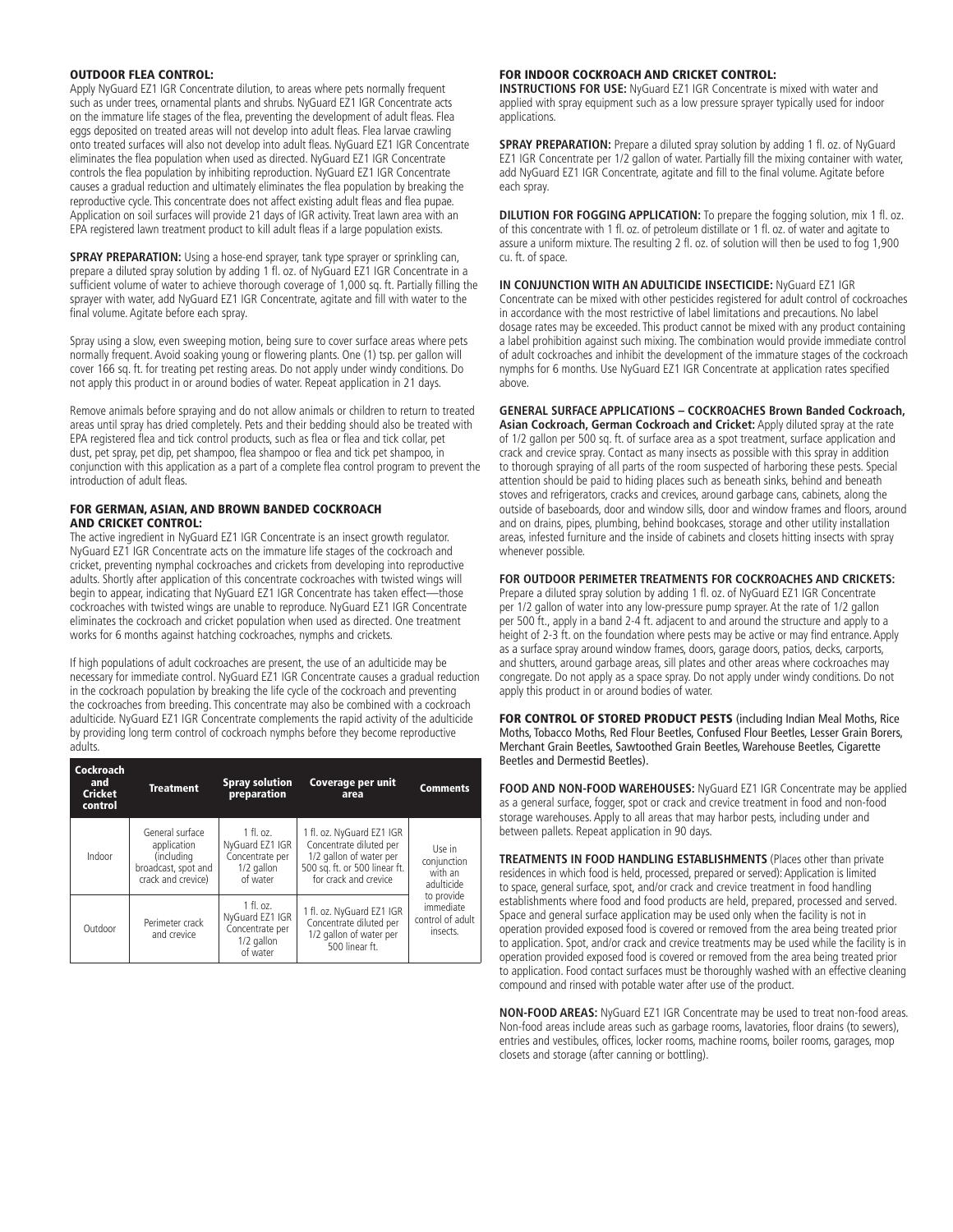### OUTDOOR FLEA CONTROL:

Apply NyGuard EZ1 IGR Concentrate dilution, to areas where pets normally frequent such as under trees, ornamental plants and shrubs. NyGuard EZ1 IGR Concentrate acts on the immature life stages of the flea, preventing the development of adult fleas. Flea eggs deposited on treated areas will not develop into adult fleas. Flea larvae crawling onto treated surfaces will also not develop into adult fleas. NyGuard EZ1 IGR Concentrate eliminates the flea population when used as directed. NyGuard EZ1 IGR Concentrate controls the flea population by inhibiting reproduction. NyGuard EZ1 IGR Concentrate causes a gradual reduction and ultimately eliminates the flea population by breaking the reproductive cycle. This concentrate does not affect existing adult fleas and flea pupae. Application on soil surfaces will provide 21 days of IGR activity. Treat lawn area with an EPA registered lawn treatment product to kill adult fleas if a large population exists.

**SPRAY PREPARATION:** Using a hose-end sprayer, tank type sprayer or sprinkling can, prepare a diluted spray solution by adding 1 fl. oz. of NyGuard EZ1 IGR Concentrate in a sufficient volume of water to achieve thorough coverage of 1,000 sq. ft. Partially filling the sprayer with water, add NyGuard EZ1 IGR Concentrate, agitate and fill with water to the final volume. Agitate before each spray.

Spray using a slow, even sweeping motion, being sure to cover surface areas where pets normally frequent. Avoid soaking young or flowering plants. One (1) tsp. per gallon will cover 166 sq. ft. for treating pet resting areas. Do not apply under windy conditions. Do not apply this product in or around bodies of water. Repeat application in 21 days.

Remove animals before spraying and do not allow animals or children to return to treated areas until spray has dried completely. Pets and their bedding should also be treated with EPA registered flea and tick control products, such as flea or flea and tick collar, pet dust, pet spray, pet dip, pet shampoo, flea shampoo or flea and tick pet shampoo, in conjunction with this application as a part of a complete flea control program to prevent the introduction of adult fleas.

### FOR GERMAN, ASIAN, AND BROWN BANDED COCKROACH AND CRICKET CONTROL:

The active ingredient in NyGuard EZ1 IGR Concentrate is an insect growth regulator. NyGuard EZ1 IGR Concentrate acts on the immature life stages of the cockroach and cricket, preventing nymphal cockroaches and crickets from developing into reproductive adults. Shortly after application of this concentrate cockroaches with twisted wings will begin to appear, indicating that NyGuard EZ1 IGR Concentrate has taken effect—those cockroaches with twisted wings are unable to reproduce. NyGuard EZ1 IGR Concentrate eliminates the cockroach and cricket population when used as directed. One treatment works for 6 months against hatching cockroaches, nymphs and crickets.

If high populations of adult cockroaches are present, the use of an adulticide may be necessary for immediate control. NyGuard EZ1 IGR Concentrate causes a gradual reduction in the cockroach population by breaking the life cycle of the cockroach and preventing the cockroaches from breeding. This concentrate may also be combined with a cockroach adulticide. NyGuard EZ1 IGR Concentrate complements the rapid activity of the adulticide by providing long term control of cockroach nymphs before they become reproductive adults.

| Cockroach and Cricket control | Treatment | Spray solution preparation | Coverage per unit area | Comments |
|---|---|---|---|---|
| Indoor | General surface application (including broadcast, spot and crack and crevice) | 1 fl. oz. NyGuard EZ1 IGR Concentrate per 1/2 gallon of water | 1 fl. oz. NyGuard EZ1 IGR Concentrate diluted per 1/2 gallon of water per 500 sq. ft. or 500 linear ft. for crack and crevice | Use in conjunction with an adulticide to provide immediate control of adult insects. |
| Outdoor | Perimeter crack and crevice | 1 fl. oz. NyGuard EZ1 IGR Concentrate per 1/2 gallon of water | 1 fl. oz. NyGuard EZ1 IGR Concentrate diluted per 1/2 gallon of water per 500 linear ft. | |

### FOR INDOOR COCKROACH AND CRICKET CONTROL:

**INSTRUCTIONS FOR USE:** NyGuard EZ1 IGR Concentrate is mixed with water and applied with spray equipment such as a low pressure sprayer typically used for indoor applications.

**SPRAY PREPARATION:** Prepare a diluted spray solution by adding 1 fl. oz. of NyGuard EZ1 IGR Concentrate per 1/2 gallon of water. Partially fill the mixing container with water, add NyGuard EZ1 IGR Concentrate, agitate and fill to the final volume. Agitate before each spray.

**DILUTION FOR FOGGING APPLICATION:** To prepare the fogging solution, mix 1 fl. oz. of this concentrate with 1 fl. oz. of petroleum distillate or 1 fl. oz. of water and agitate to assure a uniform mixture. The resulting 2 fl. oz. of solution will then be used to fog 1,900 cu. ft. of space.

**IN CONJUNCTION WITH AN ADULTICIDE INSECTICIDE:** NyGuard EZ1 IGR Concentrate can be mixed with other pesticides registered for adult control of cockroaches in accordance with the most restrictive of label limitations and precautions. No label dosage rates may be exceeded. This product cannot be mixed with any product containing a label prohibition against such mixing. The combination would provide immediate control of adult cockroaches and inhibit the development of the immature stages of the cockroach nymphs for 6 months. Use NyGuard EZ1 IGR Concentrate at application rates specified above.

**GENERAL SURFACE APPLICATIONS – COCKROACHES Brown Banded Cockroach, Asian Cockroach, German Cockroach and Cricket:** Apply diluted spray at the rate of 1/2 gallon per 500 sq. ft. of surface area as a spot treatment, surface application and crack and crevice spray. Contact as many insects as possible with this spray in addition to thorough spraying of all parts of the room suspected of harboring these pests. Special attention should be paid to hiding places such as beneath sinks, behind and beneath stoves and refrigerators, cracks and crevices, around garbage cans, cabinets, along the outside of baseboards, door and window sills, door and window frames and floors, around and on drains, pipes, plumbing, behind bookcases, storage and other utility installation areas, infested furniture and the inside of cabinets and closets hitting insects with spray whenever possible.

**FOR OUTDOOR PERIMETER TREATMENTS FOR COCKROACHES AND CRICKETS:** Prepare a diluted spray solution by adding 1 fl. oz. of NyGuard EZ1 IGR Concentrate per 1/2 gallon of water into any low-pressure pump sprayer. At the rate of 1/2 gallon per 500 ft., apply in a band 2-4 ft. adjacent to and around the structure and apply to a height of 2-3 ft. on the foundation where pests may be active or may find entrance. Apply as a surface spray around window frames, doors, garage doors, patios, decks, carports, and shutters, around garbage areas, sill plates and other areas where cockroaches may congregate. Do not apply as a space spray. Do not apply under windy conditions. Do not apply this product in or around bodies of water.

**FOR CONTROL OF STORED PRODUCT PESTS** (including Indian Meal Moths, Rice Moths, Tobacco Moths, Red Flour Beetles, Confused Flour Beetles, Lesser Grain Borers, Merchant Grain Beetles, Sawtoothed Grain Beetles, Warehouse Beetles, Cigarette Beetles and Dermestid Beetles).

**FOOD AND NON-FOOD WAREHOUSES:** NyGuard EZ1 IGR Concentrate may be applied as a general surface, fogger, spot or crack and crevice treatment in food and non-food storage warehouses. Apply to all areas that may harbor pests, including under and between pallets. Repeat application in 90 days.

**TREATMENTS IN FOOD HANDLING ESTABLISHMENTS** (Places other than private residences in which food is held, processed, prepared or served): Application is limited to space, general surface, spot, and/or crack and crevice treatment in food handling establishments where food and food products are held, prepared, processed and served. Space and general surface application may be used only when the facility is not in operation provided exposed food is covered or removed from the area being treated prior to application. Spot, and/or crack and crevice treatments may be used while the facility is in operation provided exposed food is covered or removed from the area being treated prior to application. Food contact surfaces must be thoroughly washed with an effective cleaning compound and rinsed with potable water after use of the product.

**NON-FOOD AREAS:** NyGuard EZ1 IGR Concentrate may be used to treat non-food areas. Non-food areas include areas such as garbage rooms, lavatories, floor drains (to sewers), entries and vestibules, offices, locker rooms, machine rooms, boiler rooms, garages, mop closets and storage (after canning or bottling).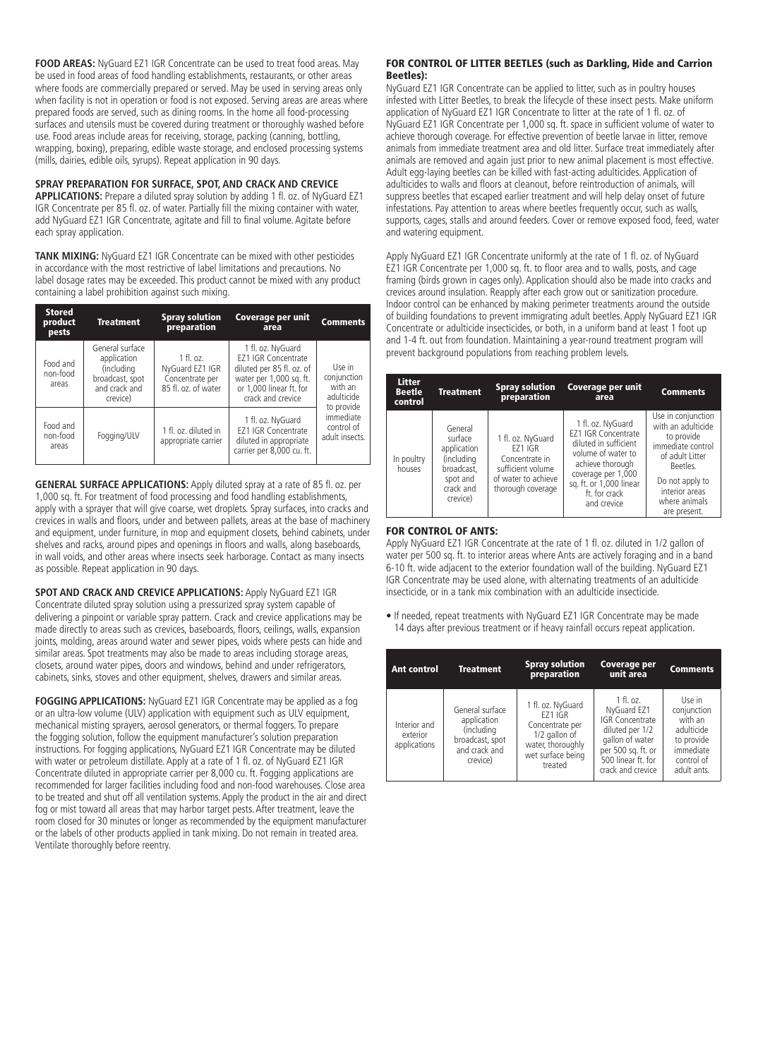**FOOD AREAS:** NyGuard EZ1 IGR Concentrate can be used to treat food areas. May be used in food areas of food handling establishments, restaurants, or other areas where foods are commercially prepared or served. May be used in serving areas only when facility is not in operation or food is not exposed. Serving areas are areas where prepared foods are served, such as dining rooms. In the home all food-processing surfaces and utensils must be covered during treatment or thoroughly washed before use. Food areas include areas for receiving, storage, packing (canning, bottling, wrapping, boxing), preparing, edible waste storage, and enclosed processing systems (mills, dairies, edible oils, syrups). Repeat application in 90 days.

**SPRAY PREPARATION FOR SURFACE, SPOT, AND CRACK AND CREVICE APPLICATIONS:** Prepare a diluted spray solution by adding 1 fl. oz. of NyGuard EZ1 IGR Concentrate per 85 fl. oz. of water. Partially fill the mixing container with water, add NyGuard EZ1 IGR Concentrate, agitate and fill to final volume. Agitate before each spray application.

**TANK MIXING:** NyGuard EZ1 IGR Concentrate can be mixed with other pesticides in accordance with the most restrictive of label limitations and precautions. No label dosage rates may be exceeded. This product cannot be mixed with any product containing a label prohibition against such mixing.

| Stored product pests | Treatment | Spray solution preparation | Coverage per unit area | Comments |
|---|---|---|---|---|
| Food and non-food areas | General surface application (including broadcast, spot and crack and crevice) | 1 fl. oz. NyGuard EZ1 IGR Concentrate per 85 fl. oz. of water | 1 fl. oz. NyGuard EZ1 IGR Concentrate diluted per 85 fl. oz. of water per 1,000 sq. ft. or 1,000 linear ft. for crack and crevice | Use in conjunction with an adulticide to provide immediate control of adult insects. |
| Food and non-food areas | Fogging/ULV | 1 fl. oz. diluted in appropriate carrier | 1 fl. oz. NyGuard EZ1 IGR Concentrate diluted in appropriate carrier per 8,000 cu. ft. | |

**GENERAL SURFACE APPLICATIONS:** Apply diluted spray at a rate of 85 fl. oz. per 1,000 sq. ft. For treatment of food processing and food handling establishments, apply with a sprayer that will give coarse, wet droplets. Spray surfaces, into cracks and crevices in walls and floors, under and between pallets, areas at the base of machinery and equipment, under furniture, in mop and equipment closets, behind cabinets, under shelves and racks, around pipes and openings in floors and walls, along baseboards, in wall voids, and other areas where insects seek harborage. Contact as many insects as possible. Repeat application in 90 days.

**SPOT AND CRACK AND CREVICE APPLICATIONS:** Apply NyGuard EZ1 IGR Concentrate diluted spray solution using a pressurized spray system capable of delivering a pinpoint or variable spray pattern. Crack and crevice applications may be made directly to areas such as crevices, baseboards, floors, ceilings, walls, expansion joints, molding, areas around water and sewer pipes, voids where pests can hide and similar areas. Spot treatments may also be made to areas including storage areas, closets, around water pipes, doors and windows, behind and under refrigerators, cabinets, sinks, stoves and other equipment, shelves, drawers and similar areas.

**FOGGING APPLICATIONS:** NyGuard EZ1 IGR Concentrate may be applied as a fog or an ultra-low volume (ULV) application with equipment such as ULV equipment, mechanical misting sprayers, aerosol generators, or thermal foggers. To prepare the fogging solution, follow the equipment manufacturer's solution preparation instructions. For fogging applications, NyGuard EZ1 IGR Concentrate may be diluted with water or petroleum distillate. Apply at a rate of 1 fl. oz. of NyGuard EZ1 IGR Concentrate diluted in appropriate carrier per 8,000 cu. ft. Fogging applications are recommended for larger facilities including food and non-food warehouses. Close area to be treated and shut off all ventilation systems. Apply the product in the air and direct fog or mist toward all areas that may harbor target pests. After treatment, leave the room closed for 30 minutes or longer as recommended by the equipment manufacturer or the labels of other products applied in tank mixing. Do not remain in treated area. Ventilate thoroughly before reentry.

## FOR CONTROL OF LITTER BEETLES (such as Darkling, Hide and Carrion Beetles):

NyGuard EZ1 IGR Concentrate can be applied to litter, such as in poultry houses infested with Litter Beetles, to break the lifecycle of these insect pests. Make uniform application of NyGuard EZ1 IGR Concentrate to litter at the rate of 1 fl. oz. of NyGuard EZ1 IGR Concentrate per 1,000 sq. ft. space in sufficient volume of water to achieve thorough coverage. For effective prevention of beetle larvae in litter, remove animals from immediate treatment area and old litter. Surface treat immediately after animals are removed and again just prior to new animal placement is most effective. Adult egg-laying beetles can be killed with fast-acting adulticides. Application of adulticides to walls and floors at cleanout, before reintroduction of animals, will suppress beetles that escaped earlier treatment and will help delay onset of future infestations. Pay attention to areas where beetles frequently occur, such as walls, supports, cages, stalls and around feeders. Cover or remove exposed food, feed, water and watering equipment.

Apply NyGuard EZ1 IGR Concentrate uniformly at the rate of 1 fl. oz. of NyGuard EZ1 IGR Concentrate per 1,000 sq. ft. to floor area and to walls, posts, and cage framing (birds grown in cages only). Application should also be made into cracks and crevices around insulation. Reapply after each grow out or sanitization procedure. Indoor control can be enhanced by making perimeter treatments around the outside of building foundations to prevent immigrating adult beetles. Apply NyGuard EZ1 IGR Concentrate or adulticide insecticides, or both, in a uniform band at least 1 foot up and 1-4 ft. out from foundation. Maintaining a year-round treatment program will prevent background populations from reaching problem levels.

| Litter Beetle control | Treatment | Spray solution preparation | Coverage per unit area | Comments |
|---|---|---|---|---|
| In poultry houses | General surface application (including broadcast, spot and crack and crevice) | 1 fl. oz. NyGuard EZ1 IGR Concentrate in sufficient volume of water to achieve thorough coverage | 1 fl. oz. NyGuard EZ1 IGR Concentrate diluted in sufficient volume of water to achieve thorough coverage per 1,000 sq. ft. or 1,000 linear ft. for crack and crevice | Use in conjunction with an adulticide to provide immediate control of adult Litter Beetles. Do not apply to interior areas where animals are present. |

## FOR CONTROL OF ANTS:

Apply NyGuard EZ1 IGR Concentrate at the rate of 1 fl. oz. diluted in 1/2 gallon of water per 500 sq. ft. to interior areas where Ants are actively foraging and in a band 6-10 ft. wide adjacent to the exterior foundation wall of the building. NyGuard EZ1 IGR Concentrate may be used alone, with alternating treatments of an adulticide insecticide, or in a tank mix combination with an adulticide insecticide.

- If needed, repeat treatments with NyGuard EZ1 IGR Concentrate may be made 14 days after previous treatment or if heavy rainfall occurs repeat application.

| Ant control | Treatment | Spray solution preparation | Coverage per unit area | Comments |
|---|---|---|---|---|
| Interior and exterior applications | General surface application (including broadcast, spot and crack and crevice) | 1 fl. oz. NyGuard EZ1 IGR Concentrate per 1/2 gallon of water, thoroughly wet surface being treated | 1 fl. oz. NyGuard EZ1 IGR Concentrate diluted per 1/2 gallon of water per 500 sq. ft. or 500 linear ft. for crack and crevice | Use in conjunction with an adulticide to provide immediate control of adult ants. |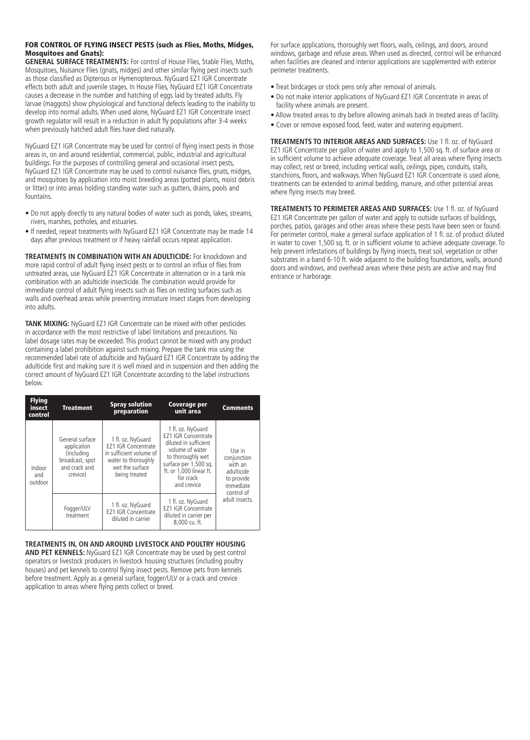**FOR CONTROL OF FLYING INSECT PESTS (such as Flies, Moths, Midges, Mosquitoes and Gnats):**

**GENERAL SURFACE TREATMENTS:** For control of House Flies, Stable Flies, Moths, Mosquitoes, Nuisance Flies (gnats, midges) and other similar flying pest insects such as those classified as Dipterous or Hymenopterous. NyGuard EZ1 IGR Concentrate effects both adult and juvenile stages. In House Flies, NyGuard EZ1 IGR Concentrate causes a decrease in the number and hatching of eggs laid by treated adults. Fly larvae (maggots) show physiological and functional defects leading to the inability to develop into normal adults. When used alone, NyGuard EZ1 IGR Concentrate insect growth regulator will result in a reduction in adult fly populations after 3-4 weeks when previously hatched adult flies have died naturally.

NyGuard EZ1 IGR Concentrate may be used for control of flying insect pests in those areas in, on and around residential, commercial, public, industrial and agricultural buildings. For the purposes of controlling general and occasional insect pests, NyGuard EZ1 IGR Concentrate may be used to control nuisance flies, gnats, midges, and mosquitoes by application into moist breeding areas (potted plants, moist debris or litter) or into areas holding standing water such as gutters, drains, pools and fountains.

- Do not apply directly to any natural bodies of water such as ponds, lakes, streams, rivers, marshes, potholes, and estuaries.
- If needed, repeat treatments with NyGuard EZ1 IGR Concentrate may be made 14 days after previous treatment or if heavy rainfall occurs repeat application.

**TREATMENTS IN COMBINATION WITH AN ADULTICIDE:** For knockdown and more rapid control of adult flying insect pests or to control an influx of flies from untreated areas, use NyGuard EZ1 IGR Concentrate in alternation or in a tank mix combination with an adulticide insecticide. The combination would provide for immediate control of adult flying insects such as flies on resting surfaces such as walls and overhead areas while preventing immature insect stages from developing into adults.

**TANK MIXING:** NyGuard EZ1 IGR Concentrate can be mixed with other pesticides in accordance with the most restrictive of label limitations and precautions. No label dosage rates may be exceeded. This product cannot be mixed with any product containing a label prohibition against such mixing. Prepare the tank mix using the recommended label rate of adulticide and NyGuard EZ1 IGR Concentrate by adding the adulticide first and making sure it is well mixed and in suspension and then adding the correct amount of NyGuard EZ1 IGR Concentrate according to the label instructions below.

| Flying insect control | Treatment | Spray solution preparation | Coverage per unit area | Comments |
|---|---|---|---|---|
| Indoor and outdoor | General surface application (including broadcast, spot and crack and crevice) | 1 fl. oz. NyGuard EZ1 IGR Concentrate in sufficient volume of water to thoroughly wet the surface being treated | 1 fl. oz. NyGuard EZ1 IGR Concentrate diluted in sufficient volume of water to thoroughly wet surface per 1,500 sq. ft. or 1,000 linear ft. for crack and crevice | Use in conjunction with an adulticide to provide immediate control of adult insects. |
| | Fogger/ULV treatment | 1 fl. oz. NyGuard EZ1 IGR Concentrate diluted in carrier | 1 fl. oz. NyGuard EZ1 IGR Concentrate diluted in carrier per 8,000 cu. ft. | |

**TREATMENTS IN, ON AND AROUND LIVESTOCK AND POULTRY HOUSING AND PET KENNELS:** NyGuard EZ1 IGR Concentrate may be used by pest control operators or livestock producers in livestock housing structures (including poultry houses) and pet kennels to control flying insect pests. Remove pets from kennels before treatment. Apply as a general surface, fogger/ULV or a crack and crevice application to areas where flying pests collect or breed.

For surface applications, thoroughly wet floors, walls, ceilings, and doors, around windows, garbage and refuse areas. When used as directed, control will be enhanced when facilities are cleaned and interior applications are supplemented with exterior perimeter treatments.

- Treat birdcages or stock pens only after removal of animals.
- Do not make interior applications of NyGuard EZ1 IGR Concentrate in areas of facility where animals are present.
- Allow treated areas to dry before allowing animals back in treated areas of facility.
- Cover or remove exposed food, feed, water and watering equipment.

**TREATMENTS TO INTERIOR AREAS AND SURFACES:** Use 1 fl. oz. of NyGuard EZ1 IGR Concentrate per gallon of water and apply to 1,500 sq. ft. of surface area or in sufficient volume to achieve adequate coverage. Treat all areas where flying insects may collect, rest or breed, including vertical walls, ceilings, pipes, conduits, stalls, stanchions, floors, and walkways. When NyGuard EZ1 IGR Concentrate is used alone, treatments can be extended to animal bedding, manure, and other potential areas where flying insects may breed.

**TREATMENTS TO PERIMETER AREAS AND SURFACES:** Use 1 fl. oz. of NyGuard EZ1 IGR Concentrate per gallon of water and apply to outside surfaces of buildings, porches, patios, garages and other areas where these pests have been seen or found. For perimeter control, make a general surface application of 1 fl. oz. of product diluted in water to cover 1,500 sq. ft. or in sufficient volume to achieve adequate coverage. To help prevent infestations of buildings by flying insects, treat soil, vegetation or other substrates in a band 6-10 ft. wide adjacent to the building foundations, walls, around doors and windows, and overhead areas where these pests are active and may find entrance or harborage.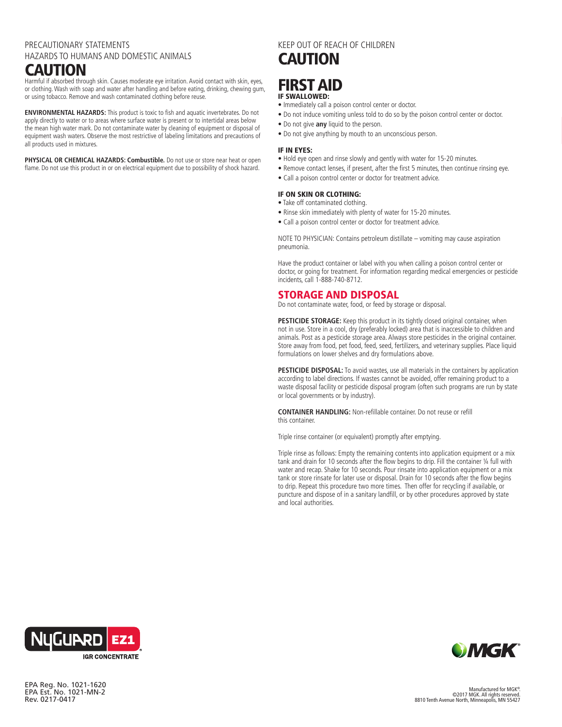PRECAUTIONARY STATEMENTS

HAZARDS TO HUMANS AND DOMESTIC ANIMALS

# CAUTION

Harmful if absorbed through skin. Causes moderate eye irritation. Avoid contact with skin, eyes, or clothing. Wash with soap and water after handling and before eating, drinking, chewing gum, or using tobacco. Remove and wash contaminated clothing before reuse.

**ENVIRONMENTAL HAZARDS:** This product is toxic to fish and aquatic invertebrates. Do not apply directly to water or to areas where surface water is present or to intertidal areas below the mean high water mark. Do not contaminate water by cleaning of equipment or disposal of equipment wash waters. Observe the most restrictive of labeling limitations and precautions of all products used in mixtures.

**PHYSICAL OR CHEMICAL HAZARDS: Combustible.** Do not use or store near heat or open flame. Do not use this product in or on electrical equipment due to possibility of shock hazard.

KEEP OUT OF REACH OF CHILDREN

# CAUTION

# FIRST AID

**IF SWALLOWED:**

- Immediately call a poison control center or doctor.
- Do not induce vomiting unless told to do so by the poison control center or doctor.
- Do not give **any** liquid to the person.
- Do not give anything by mouth to an unconscious person.

**IF IN EYES:**

- Hold eye open and rinse slowly and gently with water for 15-20 minutes.
- Remove contact lenses, if present, after the first 5 minutes, then continue rinsing eye.
- Call a poison control center or doctor for treatment advice.

**IF ON SKIN OR CLOTHING:**

- Take off contaminated clothing.
- Rinse skin immediately with plenty of water for 15-20 minutes.
- Call a poison control center or doctor for treatment advice.

NOTE TO PHYSICIAN: Contains petroleum distillate – vomiting may cause aspiration pneumonia.

Have the product container or label with you when calling a poison control center or doctor, or going for treatment. For information regarding medical emergencies or pesticide incidents, call 1-888-740-8712.

## STORAGE AND DISPOSAL

Do not contaminate water, food, or feed by storage or disposal.

**PESTICIDE STORAGE:** Keep this product in its tightly closed original container, when not in use. Store in a cool, dry (preferably locked) area that is inaccessible to children and animals. Post as a pesticide storage area. Always store pesticides in the original container. Store away from food, pet food, feed, seed, fertilizers, and veterinary supplies. Place liquid formulations on lower shelves and dry formulations above.

**PESTICIDE DISPOSAL:** To avoid wastes, use all materials in the containers by application according to label directions. If wastes cannot be avoided, offer remaining product to a waste disposal facility or pesticide disposal program (often such programs are run by state or local governments or by industry).

**CONTAINER HANDLING:** Non-refillable container. Do not reuse or refill this container.

Triple rinse container (or equivalent) promptly after emptying.

Triple rinse as follows: Empty the remaining contents into application equipment or a mix tank and drain for 10 seconds after the flow begins to drip. Fill the container ¼ full with water and recap. Shake for 10 seconds. Pour rinsate into application equipment or a mix tank or store rinsate for later use or disposal. Drain for 10 seconds after the flow begins to drip. Repeat this procedure two more times. Then offer for recycling if available, or puncture and dispose of in a sanitary landfill, or by other procedures approved by state and local authorities.

NYGUARD EZ1 IGR CONCENTRATE

MGK

EPA Reg. No. 1021-1620
EPA Est. No. 1021-MN-2
Rev. 0217-0417

Manufactured for MGK®.
©2017 MGK. All rights reserved.
8810 Tenth Avenue North, Minneapolis, MN 55427